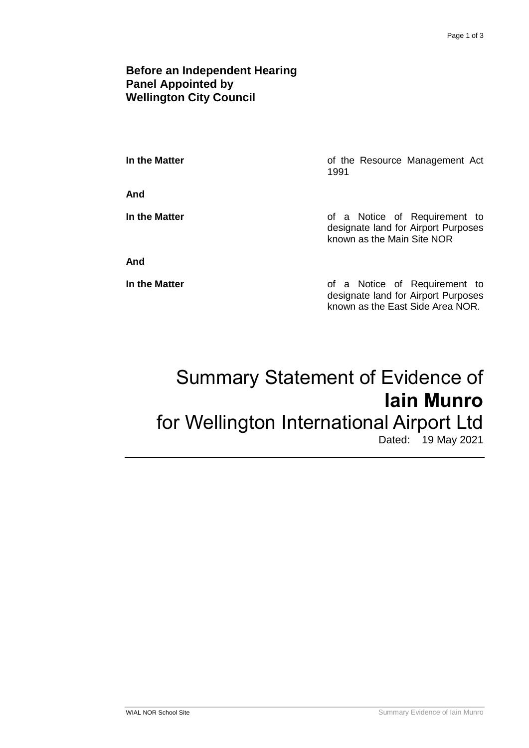**Before an Independent Hearing Panel Appointed by Wellington City Council**

| | |
|---|---|
| **In the Matter** | of the Resource Management Act 1991 |
| **And** | |
| **In the Matter** | of a Notice of Requirement to designate land for Airport Purposes known as the Main Site NOR |
| **And** | |
| **In the Matter** | of a Notice of Requirement to designate land for Airport Purposes known as the East Side Area NOR. |

# Summary Statement of Evidence of **Iain Munro** for Wellington International Airport Ltd

Dated: 19 May 2021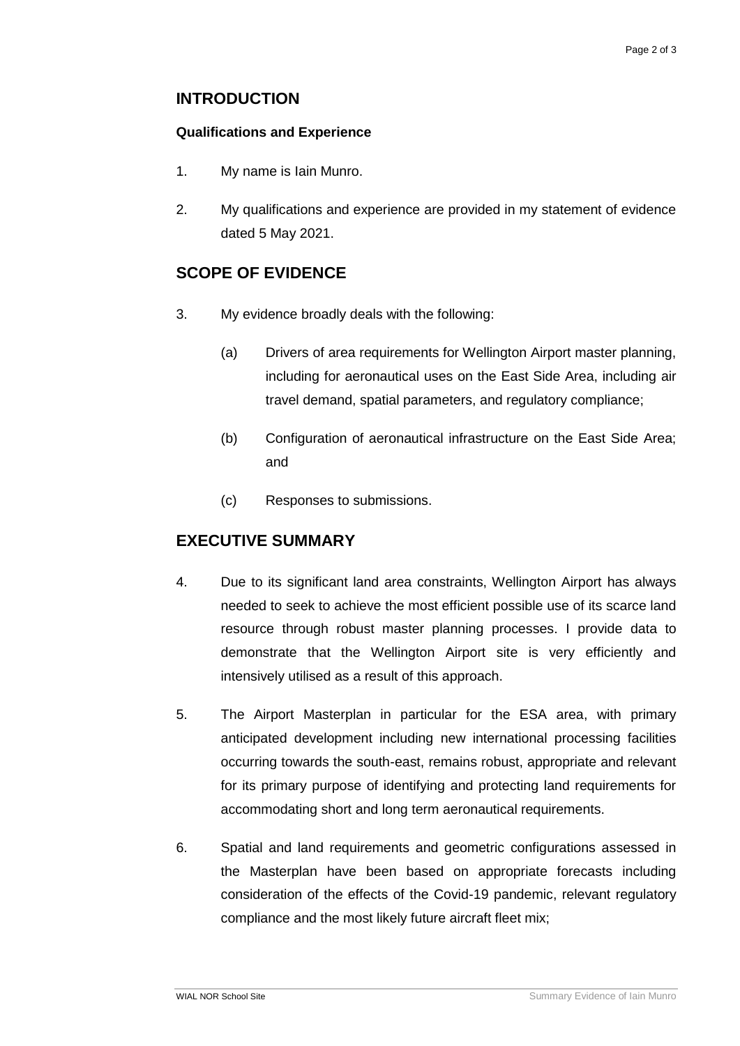## INTRODUCTION

**Qualifications and Experience**

1. My name is Iain Munro.

2. My qualifications and experience are provided in my statement of evidence dated 5 May 2021.

## SCOPE OF EVIDENCE

3. My evidence broadly deals with the following:

   (a) Drivers of area requirements for Wellington Airport master planning, including for aeronautical uses on the East Side Area, including air travel demand, spatial parameters, and regulatory compliance;

   (b) Configuration of aeronautical infrastructure on the East Side Area; and

   (c) Responses to submissions.

## EXECUTIVE SUMMARY

4. Due to its significant land area constraints, Wellington Airport has always needed to seek to achieve the most efficient possible use of its scarce land resource through robust master planning processes. I provide data to demonstrate that the Wellington Airport site is very efficiently and intensively utilised as a result of this approach.

5. The Airport Masterplan in particular for the ESA area, with primary anticipated development including new international processing facilities occurring towards the south-east, remains robust, appropriate and relevant for its primary purpose of identifying and protecting land requirements for accommodating short and long term aeronautical requirements.

6. Spatial and land requirements and geometric configurations assessed in the Masterplan have been based on appropriate forecasts including consideration of the effects of the Covid-19 pandemic, relevant regulatory compliance and the most likely future aircraft fleet mix;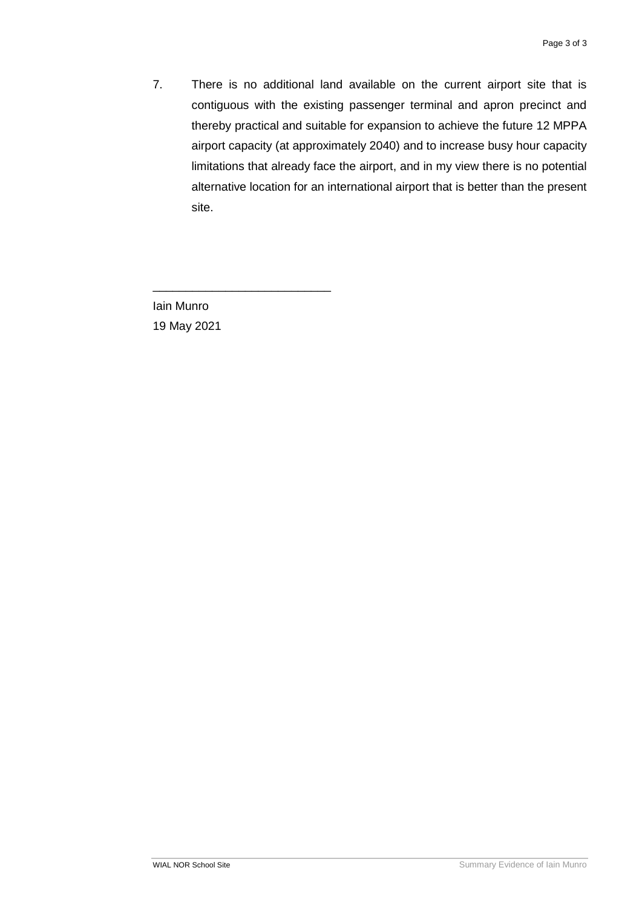7. There is no additional land available on the current airport site that is contiguous with the existing passenger terminal and apron precinct and thereby practical and suitable for expansion to achieve the future 12 MPPA airport capacity (at approximately 2040) and to increase busy hour capacity limitations that already face the airport, and in my view there is no potential alternative location for an international airport that is better than the present site.

\_\_\_\_\_\_\_\_\_\_\_\_\_\_\_\_\_\_\_\_\_\_\_\_\_\_\_

Iain Munro
19 May 2021